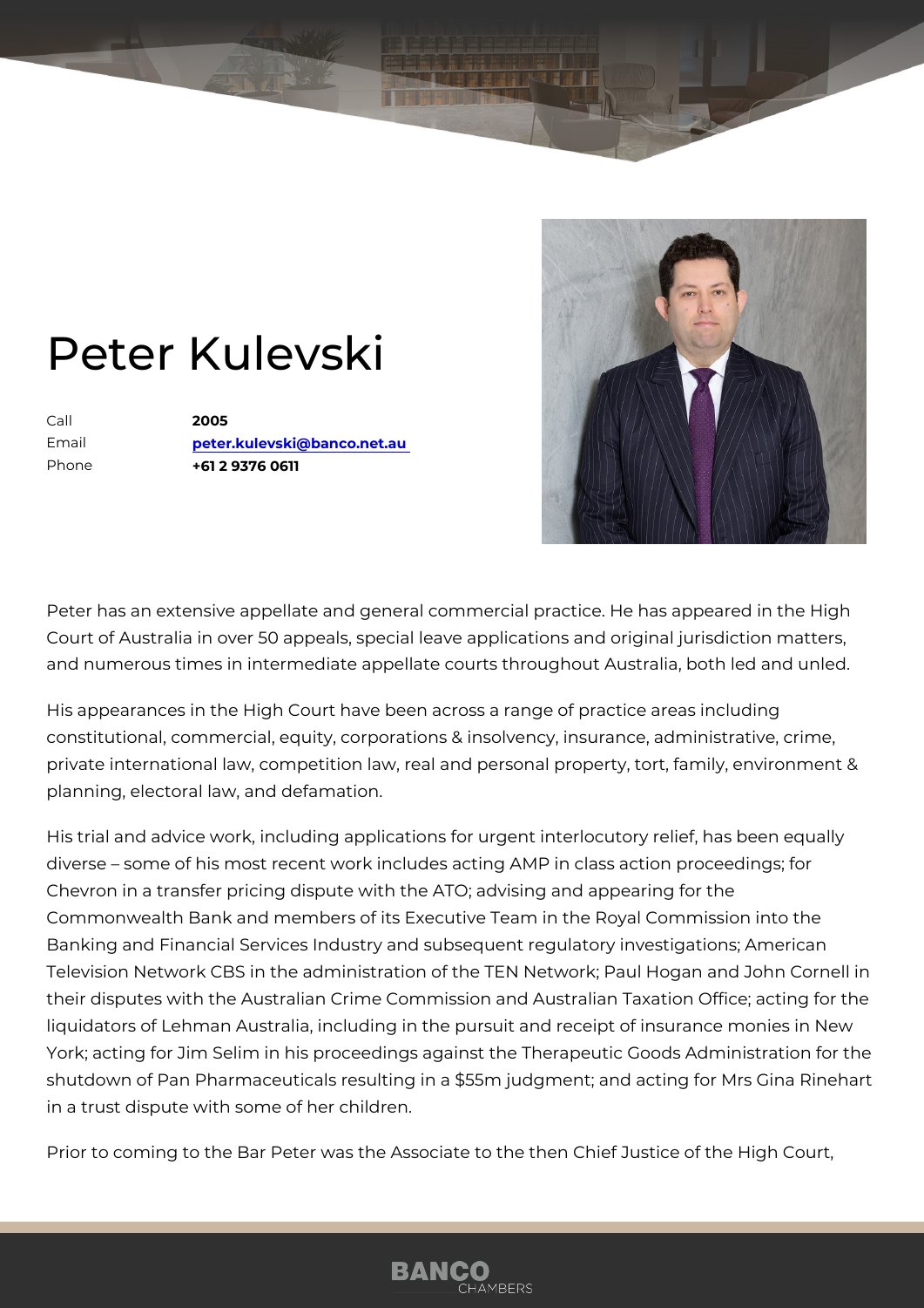# Peter Kulevski

| | |
|---|---|
| Call | **2005** |
| Email | **peter.kulevski@banco.net.au** |
| Phone | **+61 2 9376 0611** |

Peter has an extensive appellate and general commercial practice. He has appeared in the High Court of Australia in over 50 appeals, special leave applications and original jurisdiction matters, and numerous times in intermediate appellate courts throughout Australia, both led and unled.

His appearances in the High Court have been across a range of practice areas including constitutional, commercial, equity, corporations & insolvency, insurance, administrative, crime, private international law, competition law, real and personal property, tort, family, environment & planning, electoral law, and defamation.

His trial and advice work, including applications for urgent interlocutory relief, has been equally diverse – some of his most recent work includes acting AMP in class action proceedings; for Chevron in a transfer pricing dispute with the ATO; advising and appearing for the Commonwealth Bank and members of its Executive Team in the Royal Commission into the Banking and Financial Services Industry and subsequent regulatory investigations; American Television Network CBS in the administration of the TEN Network; Paul Hogan and John Cornell in their disputes with the Australian Crime Commission and Australian Taxation Office; acting for the liquidators of Lehman Australia, including in the pursuit and receipt of insurance monies in New York; acting for Jim Selim in his proceedings against the Therapeutic Goods Administration for the shutdown of Pan Pharmaceuticals resulting in a $55m judgment; and acting for Mrs Gina Rinehart in a trust dispute with some of her children.

Prior to coming to the Bar Peter was the Associate to the then Chief Justice of the High Court,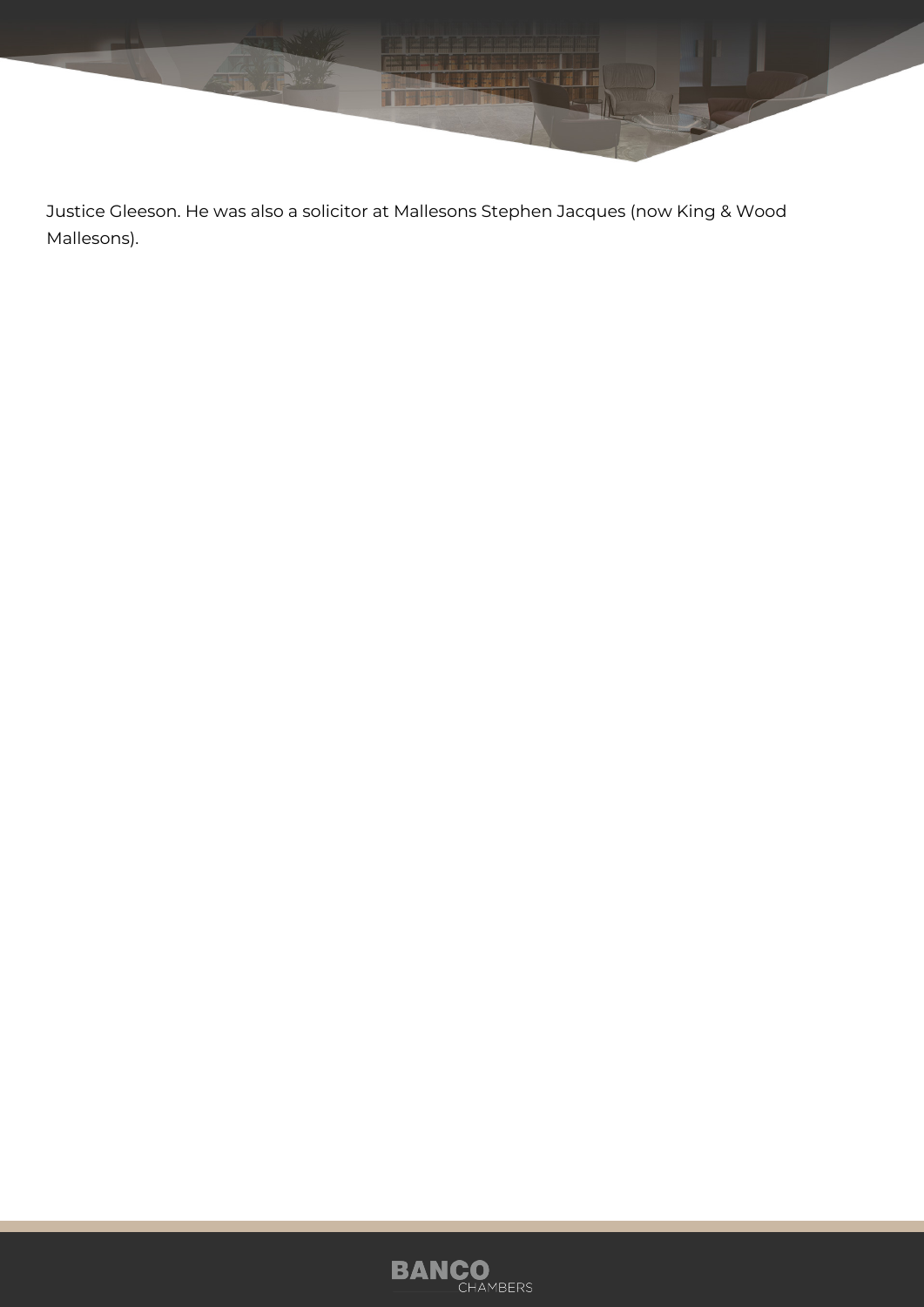Justice Gleeson. He was also a solicitor at Mallesons Stephen Jacques (now King & Wood Mallesons).